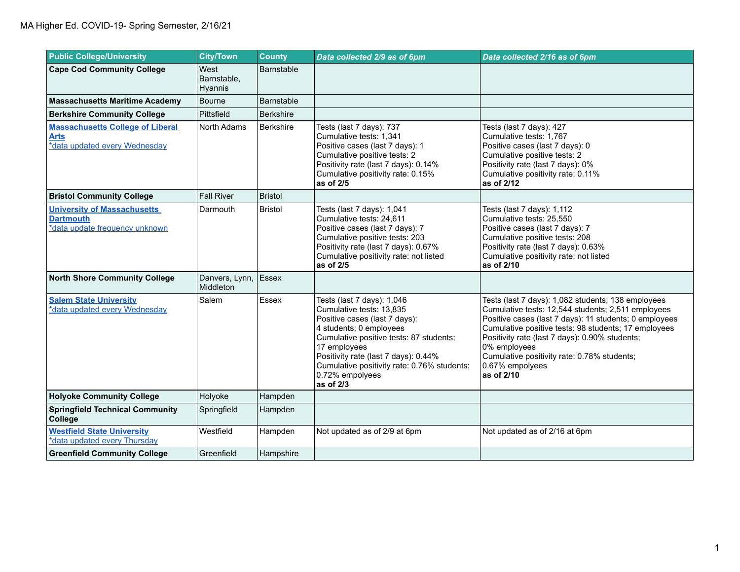MA Higher Ed. COVID-19- Spring Semester, 2/16/21

| Public College/University | City/Town | County | *Data collected 2/9 as of 6pm* | *Data collected 2/16 as of 6pm* |
|---|---|---|---|---|
| **Cape Cod Community College** | West Barnstable, Hyannis | Barnstable | | |
| **Massachusetts Maritime Academy** | Bourne | Barnstable | | |
| **Berkshire Community College** | Pittsfield | Berkshire | | |
| **Massachusetts College of Liberal Arts**<br>*data updated every Wednesday | North Adams | Berkshire | Tests (last 7 days): 737<br>Cumulative tests: 1,341<br>Positive cases (last 7 days): 1<br>Cumulative positive tests: 2<br>Positivity rate (last 7 days): 0.14%<br>Cumulative positivity rate: 0.15%<br>**as of 2/5** | Tests (last 7 days): 427<br>Cumulative tests: 1,767<br>Positive cases (last 7 days): 0<br>Cumulative positive tests: 2<br>Positivity rate (last 7 days): 0%<br>Cumulative positivity rate: 0.11%<br>**as of 2/12** |
| **Bristol Community College** | Fall River | Bristol | | |
| **University of Massachusetts Dartmouth**<br>*data update frequency unknown | Darmouth | Bristol | Tests (last 7 days): 1,041<br>Cumulative tests: 24,611<br>Positive cases (last 7 days): 7<br>Cumulative positive tests: 203<br>Positivity rate (last 7 days): 0.67%<br>Cumulative positivity rate: not listed<br>**as of 2/5** | Tests (last 7 days): 1,112<br>Cumulative tests: 25,550<br>Positive cases (last 7 days): 7<br>Cumulative positive tests: 208<br>Positivity rate (last 7 days): 0.63%<br>Cumulative positivity rate: not listed<br>**as of 2/10** |
| **North Shore Community College** | Danvers, Lynn, Middleton | Essex | | |
| **Salem State University**<br>*data updated every Wednesday | Salem | Essex | Tests (last 7 days): 1,046<br>Cumulative tests: 13,835<br>Positive cases (last 7 days):<br>4 students; 0 employees<br>Cumulative positive tests: 87 students;<br>17 employees<br>Positivity rate (last 7 days): 0.44%<br>Cumulative positivity rate: 0.76% students;<br>0.72% empolyees<br>**as of 2/3** | Tests (last 7 days): 1,082 students; 138 employees<br>Cumulative tests: 12,544 students; 2,511 employees<br>Positive cases (last 7 days): 11 students; 0 employees<br>Cumulative positive tests: 98 students; 17 employees<br>Positivity rate (last 7 days): 0.90% students;<br>0% employees<br>Cumulative positivity rate: 0.78% students;<br>0.67% empolyees<br>**as of 2/10** |
| **Holyoke Community College** | Holyoke | Hampden | | |
| **Springfield Technical Community College** | Springfield | Hampden | | |
| **Westfield State University**<br>*data updated every Thursday | Westfield | Hampden | Not updated as of 2/9 at 6pm | Not updated as of 2/16 at 6pm |
| **Greenfield Community College** | Greenfield | Hampshire | | |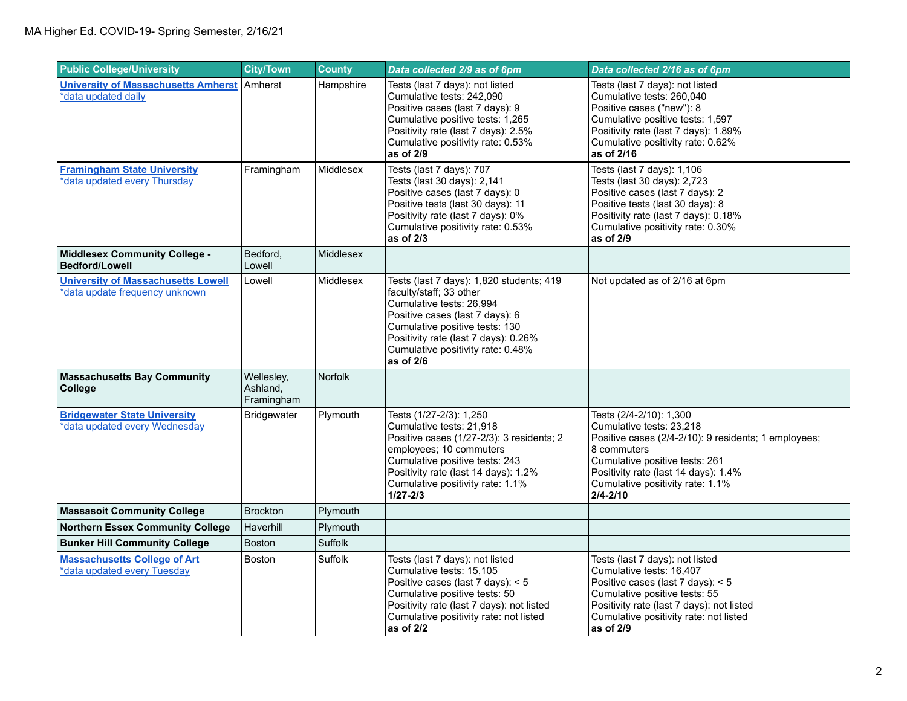MA Higher Ed. COVID-19- Spring Semester, 2/16/21

| Public College/University | City/Town | County | *Data collected 2/9 as of 6pm* | *Data collected 2/16 as of 6pm* |
|---|---|---|---|---|
| **University of Massachusetts Amherst** *data updated daily | Amherst | Hampshire | Tests (last 7 days): not listed<br>Cumulative tests: 242,090<br>Positive cases (last 7 days): 9<br>Cumulative positive tests: 1,265<br>Positivity rate (last 7 days): 2.5%<br>Cumulative positivity rate: 0.53%<br>**as of 2/9** | Tests (last 7 days): not listed<br>Cumulative tests: 260,040<br>Positive cases ("new"): 8<br>Cumulative positive tests: 1,597<br>Positivity rate (last 7 days): 1.89%<br>Cumulative positivity rate: 0.62%<br>**as of 2/16** |
| **Framingham State University** *data updated every Thursday | Framingham | Middlesex | Tests (last 7 days): 707<br>Tests (last 30 days): 2,141<br>Positive cases (last 7 days): 0<br>Positive tests (last 30 days): 11<br>Positivity rate (last 7 days): 0%<br>Cumulative positivity rate: 0.53%<br>**as of 2/3** | Tests (last 7 days): 1,106<br>Tests (last 30 days): 2,723<br>Positive cases (last 7 days): 2<br>Positive tests (last 30 days): 8<br>Positivity rate (last 7 days): 0.18%<br>Cumulative positivity rate: 0.30%<br>**as of 2/9** |
| **Middlesex Community College - Bedford/Lowell** | Bedford, Lowell | Middlesex | | |
| **University of Massachusetts Lowell** *data update frequency unknown | Lowell | Middlesex | Tests (last 7 days): 1,820 students; 419 faculty/staff; 33 other<br>Cumulative tests: 26,994<br>Positive cases (last 7 days): 6<br>Cumulative positive tests: 130<br>Positivity rate (last 7 days): 0.26%<br>Cumulative positivity rate: 0.48%<br>**as of 2/6** | Not updated as of 2/16 at 6pm |
| **Massachusetts Bay Community College** | Wellesley, Ashland, Framingham | Norfolk | | |
| **Bridgewater State University** *data updated every Wednesday | Bridgewater | Plymouth | Tests (1/27-2/3): 1,250<br>Cumulative tests: 21,918<br>Positive cases (1/27-2/3): 3 residents; 2 employees; 10 commuters<br>Cumulative positive tests: 243<br>Positivity rate (last 14 days): 1.2%<br>Cumulative positivity rate: 1.1%<br>**1/27-2/3** | Tests (2/4-2/10): 1,300<br>Cumulative tests: 23,218<br>Positive cases (2/4-2/10): 9 residents; 1 employees; 8 commuters<br>Cumulative positive tests: 261<br>Positivity rate (last 14 days): 1.4%<br>Cumulative positivity rate: 1.1%<br>**2/4-2/10** |
| **Massasoit Community College** | Brockton | Plymouth | | |
| **Northern Essex Community College** | Haverhill | Plymouth | | |
| **Bunker Hill Community College** | Boston | Suffolk | | |
| **Massachusetts College of Art** *data updated every Tuesday | Boston | Suffolk | Tests (last 7 days): not listed<br>Cumulative tests: 15,105<br>Positive cases (last 7 days): < 5<br>Cumulative positive tests: 50<br>Positivity rate (last 7 days): not listed<br>Cumulative positivity rate: not listed<br>**as of 2/2** | Tests (last 7 days): not listed<br>Cumulative tests: 16,407<br>Positive cases (last 7 days): < 5<br>Cumulative positive tests: 55<br>Positivity rate (last 7 days): not listed<br>Cumulative positivity rate: not listed<br>**as of 2/9** |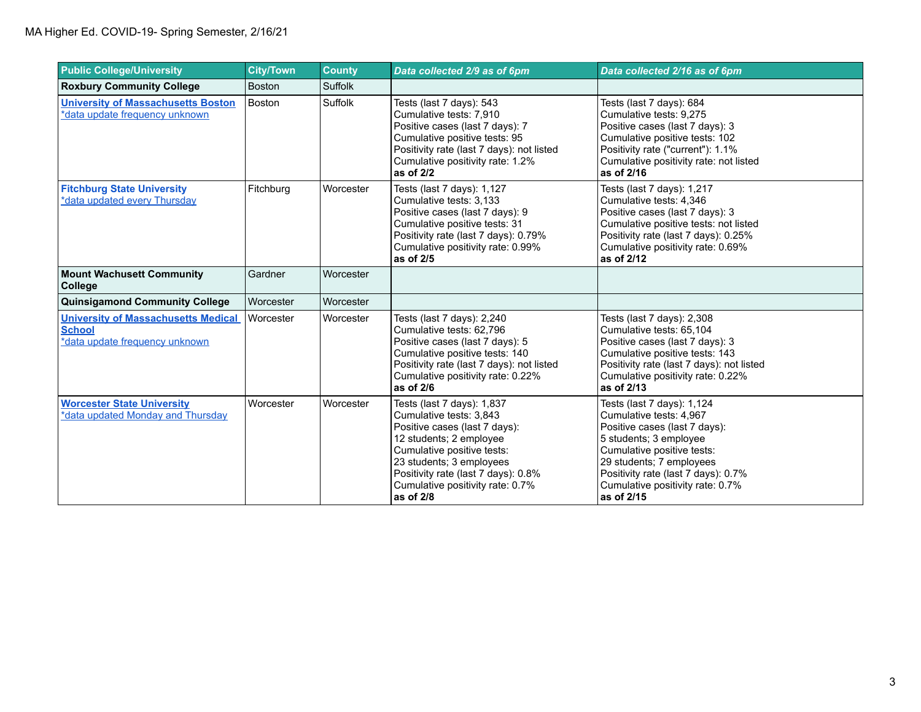MA Higher Ed. COVID-19- Spring Semester, 2/16/21

| Public College/University | City/Town | County | *Data collected 2/9 as of 6pm* | *Data collected 2/16 as of 6pm* |
|---|---|---|---|---|
| **Roxbury Community College** | Boston | Suffolk | | |
| **University of Massachusetts Boston**<br>*data update frequency unknown | Boston | Suffolk | Tests (last 7 days): 543<br>Cumulative tests: 7,910<br>Positive cases (last 7 days): 7<br>Cumulative positive tests: 95<br>Positivity rate (last 7 days): not listed<br>Cumulative positivity rate: 1.2%<br>**as of 2/2** | Tests (last 7 days): 684<br>Cumulative tests: 9,275<br>Positive cases (last 7 days): 3<br>Cumulative positive tests: 102<br>Positivity rate ("current"): 1.1%<br>Cumulative positivity rate: not listed<br>**as of 2/16** |
| **Fitchburg State University**<br>*data updated every Thursday | Fitchburg | Worcester | Tests (last 7 days): 1,127<br>Cumulative tests: 3,133<br>Positive cases (last 7 days): 9<br>Cumulative positive tests: 31<br>Positivity rate (last 7 days): 0.79%<br>Cumulative positivity rate: 0.99%<br>**as of 2/5** | Tests (last 7 days): 1,217<br>Cumulative tests: 4,346<br>Positive cases (last 7 days): 3<br>Cumulative positive tests: not listed<br>Positivity rate (last 7 days): 0.25%<br>Cumulative positivity rate: 0.69%<br>**as of 2/12** |
| **Mount Wachusett Community College** | Gardner | Worcester | | |
| **Quinsigamond Community College** | Worcester | Worcester | | |
| **University of Massachusetts Medical School**<br>*data update frequency unknown | Worcester | Worcester | Tests (last 7 days): 2,240<br>Cumulative tests: 62,796<br>Positive cases (last 7 days): 5<br>Cumulative positive tests: 140<br>Positivity rate (last 7 days): not listed<br>Cumulative positivity rate: 0.22%<br>**as of 2/6** | Tests (last 7 days): 2,308<br>Cumulative tests: 65,104<br>Positive cases (last 7 days): 3<br>Cumulative positive tests: 143<br>Positivity rate (last 7 days): not listed<br>Cumulative positivity rate: 0.22%<br>**as of 2/13** |
| **Worcester State University**<br>*data updated Monday and Thursday | Worcester | Worcester | Tests (last 7 days): 1,837<br>Cumulative tests: 3,843<br>Positive cases (last 7 days):<br>12 students; 2 employee<br>Cumulative positive tests:<br>23 students; 3 employees<br>Positivity rate (last 7 days): 0.8%<br>Cumulative positivity rate: 0.7%<br>**as of 2/8** | Tests (last 7 days): 1,124<br>Cumulative tests: 4,967<br>Positive cases (last 7 days):<br>5 students; 3 employee<br>Cumulative positive tests:<br>29 students; 7 employees<br>Positivity rate (last 7 days): 0.7%<br>Cumulative positivity rate: 0.7%<br>**as of 2/15** |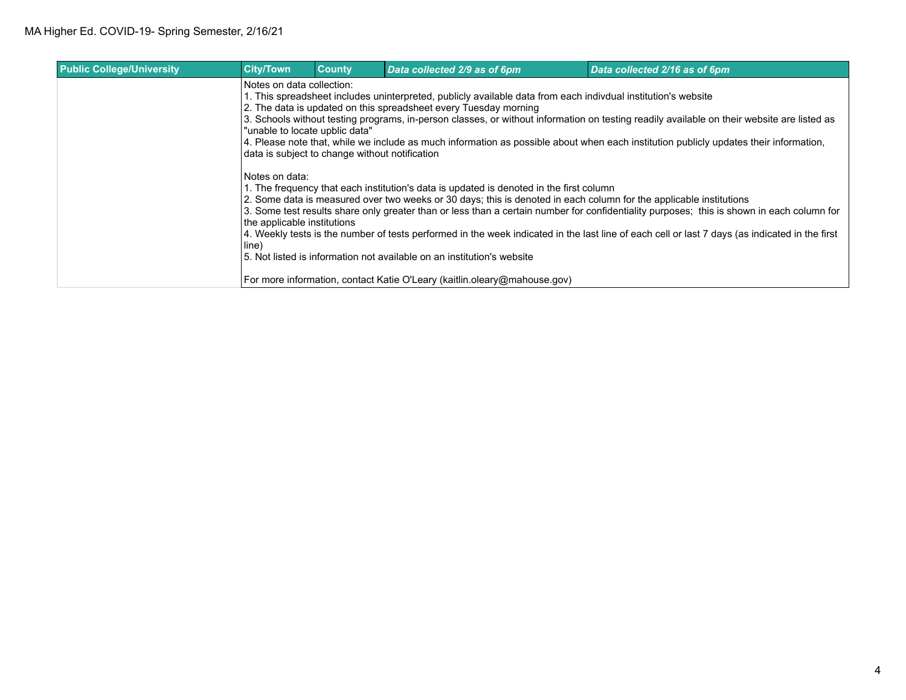| Public College/University | City/Town | County | *Data collected 2/9 as of 6pm* | *Data collected 2/16 as of 6pm* |
|---|---|---|---|---|
| | Notes on data collection:<br>1. This spreadsheet includes uninterpreted, publicly available data from each indivdual institution's website<br>2. The data is updated on this spreadsheet every Tuesday morning<br>3. Schools without testing programs, in-person classes, or without information on testing readily available on their website are listed as "unable to locate upblic data"<br>4. Please note that, while we include as much information as possible about when each institution publicly updates their information, data is subject to change without notification<br><br>Notes on data:<br>1. The frequency that each institution's data is updated is denoted in the first column<br>2. Some data is measured over two weeks or 30 days; this is denoted in each column for the applicable institutions<br>3. Some test results share only greater than or less than a certain number for confidentiality purposes; this is shown in each column for the applicable institutions<br>4. Weekly tests is the number of tests performed in the week indicated in the last line of each cell or last 7 days (as indicated in the first line)<br>5. Not listed is information not available on an institution's website<br><br>For more information, contact Katie O'Leary (kaitlin.oleary@mahouse.gov) | | | |